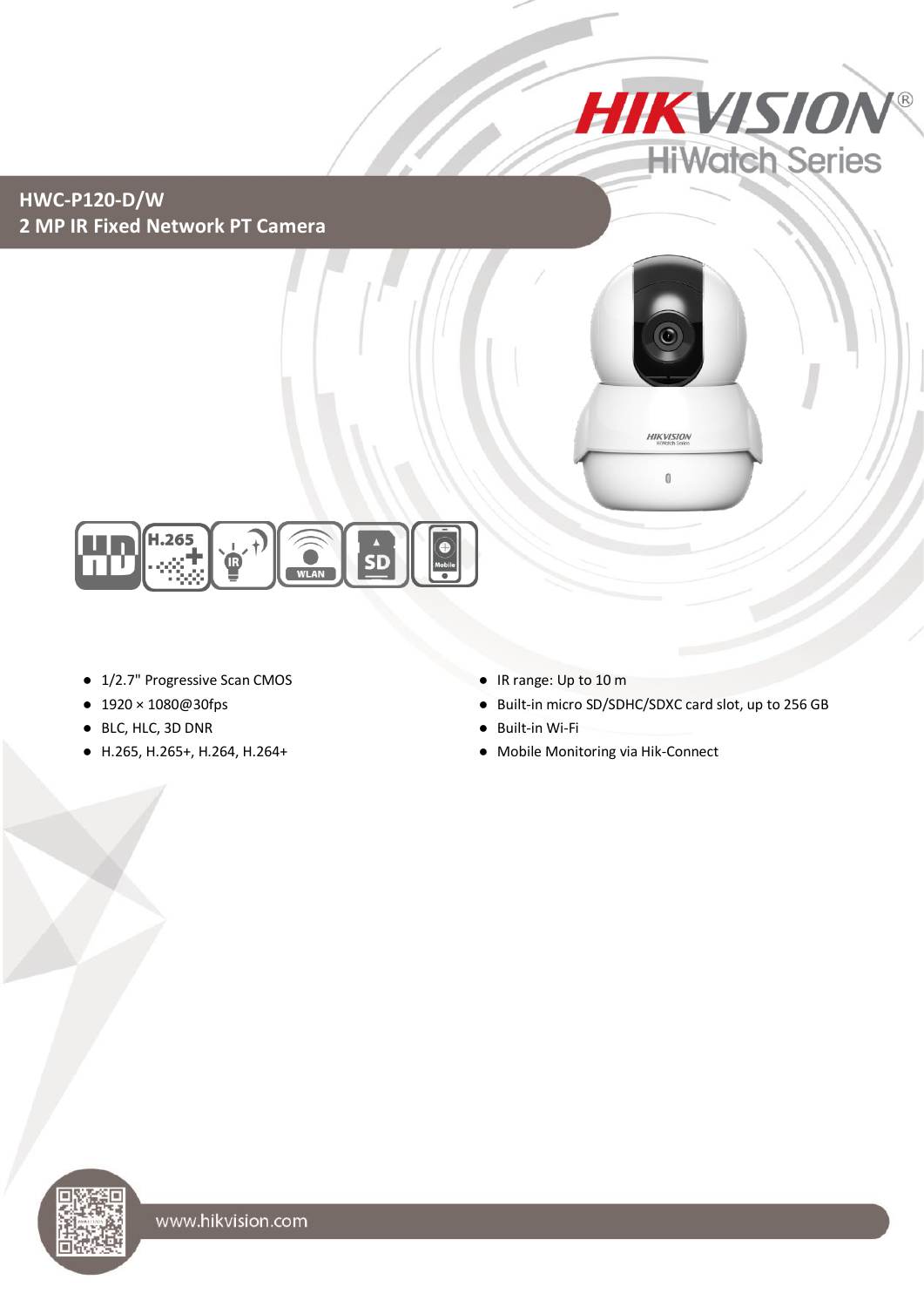HIKVISION®
HiWatch Series

# HWC-P120-D/W
## 2 MP IR Fixed Network PT Camera

- 1/2.7" Progressive Scan CMOS
- 1920 × 1080@30fps
- BLC, HLC, 3D DNR
- H.265, H.265+, H.264, H.264+
- IR range: Up to 10 m
- Built-in micro SD/SDHC/SDXC card slot, up to 256 GB
- Built-in Wi-Fi
- Mobile Monitoring via Hik-Connect

www.hikvision.com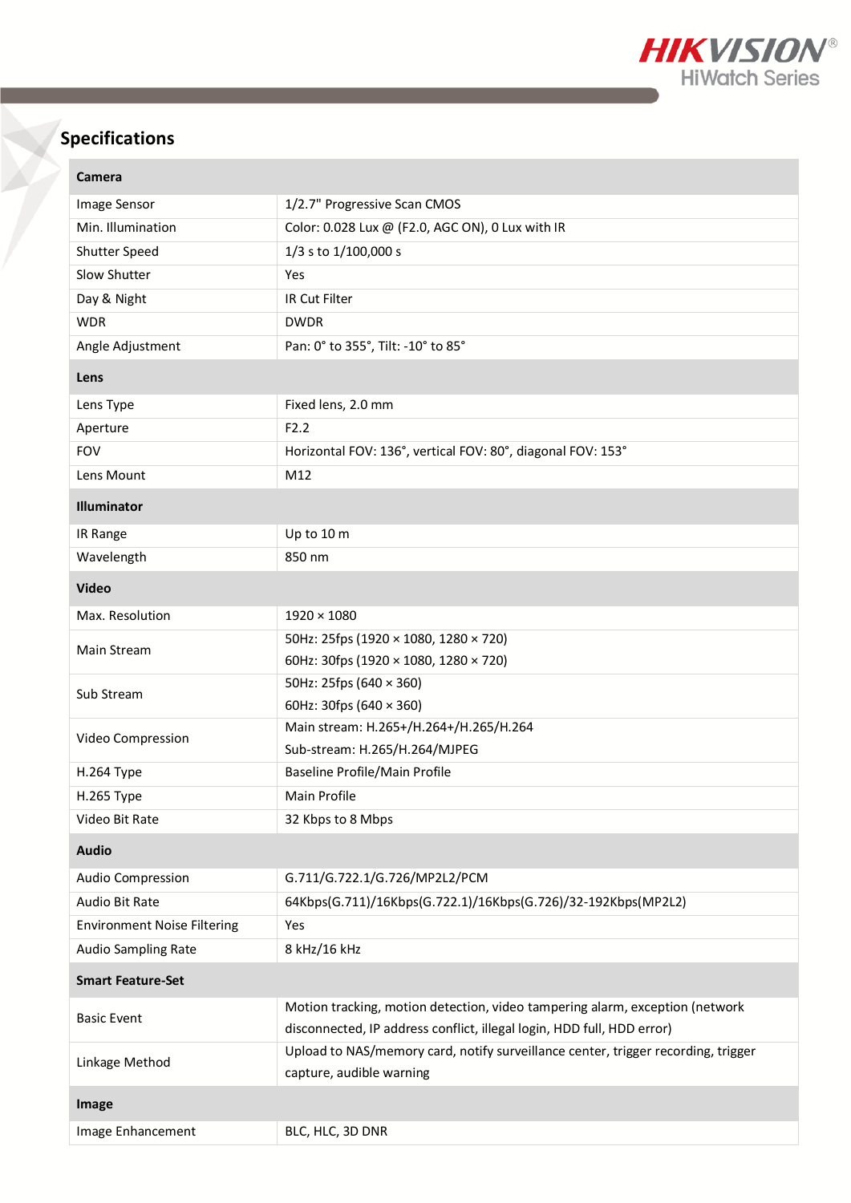## Specifications

| | |
|---|---|
| **Camera** | |
| Image Sensor | 1/2.7" Progressive Scan CMOS |
| Min. Illumination | Color: 0.028 Lux @ (F2.0, AGC ON), 0 Lux with IR |
| Shutter Speed | 1/3 s to 1/100,000 s |
| Slow Shutter | Yes |
| Day & Night | IR Cut Filter |
| WDR | DWDR |
| Angle Adjustment | Pan: 0° to 355°, Tilt: -10° to 85° |
| **Lens** | |
| Lens Type | Fixed lens, 2.0 mm |
| Aperture | F2.2 |
| FOV | Horizontal FOV: 136°, vertical FOV: 80°, diagonal FOV: 153° |
| Lens Mount | M12 |
| **Illuminator** | |
| IR Range | Up to 10 m |
| Wavelength | 850 nm |
| **Video** | |
| Max. Resolution | 1920 × 1080 |
| Main Stream | 50Hz: 25fps (1920 × 1080, 1280 × 720)<br>60Hz: 30fps (1920 × 1080, 1280 × 720) |
| Sub Stream | 50Hz: 25fps (640 × 360)<br>60Hz: 30fps (640 × 360) |
| Video Compression | Main stream: H.265+/H.264+/H.265/H.264<br>Sub-stream: H.265/H.264/MJPEG |
| H.264 Type | Baseline Profile/Main Profile |
| H.265 Type | Main Profile |
| Video Bit Rate | 32 Kbps to 8 Mbps |
| **Audio** | |
| Audio Compression | G.711/G.722.1/G.726/MP2L2/PCM |
| Audio Bit Rate | 64Kbps(G.711)/16Kbps(G.722.1)/16Kbps(G.726)/32-192Kbps(MP2L2) |
| Environment Noise Filtering | Yes |
| Audio Sampling Rate | 8 kHz/16 kHz |
| **Smart Feature-Set** | |
| Basic Event | Motion tracking, motion detection, video tampering alarm, exception (network disconnected, IP address conflict, illegal login, HDD full, HDD error) |
| Linkage Method | Upload to NAS/memory card, notify surveillance center, trigger recording, trigger capture, audible warning |
| **Image** | |
| Image Enhancement | BLC, HLC, 3D DNR |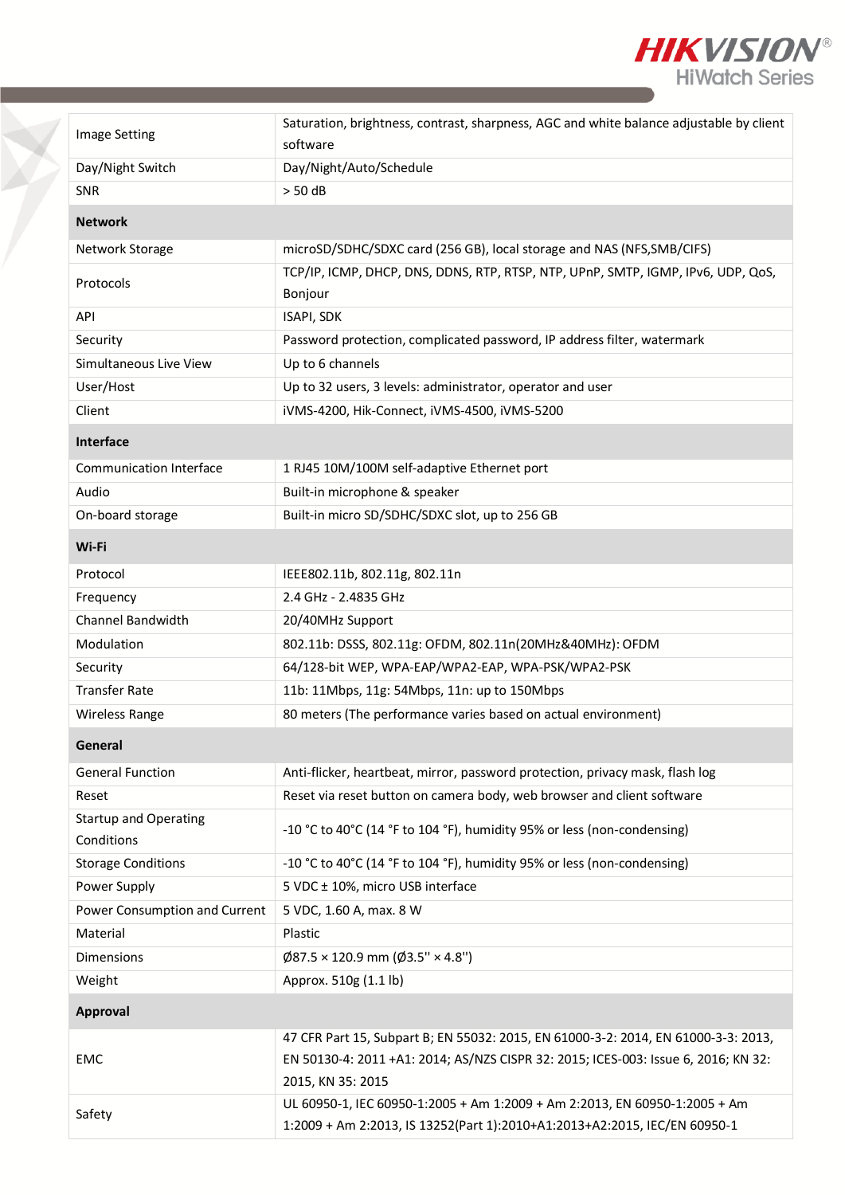| | |
|---|---|
| Image Setting | Saturation, brightness, contrast, sharpness, AGC and white balance adjustable by client software |
| Day/Night Switch | Day/Night/Auto/Schedule |
| SNR | > 50 dB |
| **Network** | |
| Network Storage | microSD/SDHC/SDXC card (256 GB), local storage and NAS (NFS,SMB/CIFS) |
| Protocols | TCP/IP, ICMP, DHCP, DNS, DDNS, RTP, RTSP, NTP, UPnP, SMTP, IGMP, IPv6, UDP, QoS, Bonjour |
| API | ISAPI, SDK |
| Security | Password protection, complicated password, IP address filter, watermark |
| Simultaneous Live View | Up to 6 channels |
| User/Host | Up to 32 users, 3 levels: administrator, operator and user |
| Client | iVMS-4200, Hik-Connect, iVMS-4500, iVMS-5200 |
| **Interface** | |
| Communication Interface | 1 RJ45 10M/100M self-adaptive Ethernet port |
| Audio | Built-in microphone & speaker |
| On-board storage | Built-in micro SD/SDHC/SDXC slot, up to 256 GB |
| **Wi-Fi** | |
| Protocol | IEEE802.11b, 802.11g, 802.11n |
| Frequency | 2.4 GHz - 2.4835 GHz |
| Channel Bandwidth | 20/40MHz Support |
| Modulation | 802.11b: DSSS, 802.11g: OFDM, 802.11n(20MHz&40MHz): OFDM |
| Security | 64/128-bit WEP, WPA-EAP/WPA2-EAP, WPA-PSK/WPA2-PSK |
| Transfer Rate | 11b: 11Mbps, 11g: 54Mbps, 11n: up to 150Mbps |
| Wireless Range | 80 meters (The performance varies based on actual environment) |
| **General** | |
| General Function | Anti-flicker, heartbeat, mirror, password protection, privacy mask, flash log |
| Reset | Reset via reset button on camera body, web browser and client software |
| Startup and Operating Conditions | -10 °C to 40°C (14 °F to 104 °F), humidity 95% or less (non-condensing) |
| Storage Conditions | -10 °C to 40°C (14 °F to 104 °F), humidity 95% or less (non-condensing) |
| Power Supply | 5 VDC ± 10%, micro USB interface |
| Power Consumption and Current | 5 VDC, 1.60 A, max. 8 W |
| Material | Plastic |
| Dimensions | Ø87.5 × 120.9 mm (Ø3.5" × 4.8") |
| Weight | Approx. 510g (1.1 lb) |
| **Approval** | |
| EMC | 47 CFR Part 15, Subpart B; EN 55032: 2015, EN 61000-3-2: 2014, EN 61000-3-3: 2013, EN 50130-4: 2011 +A1: 2014; AS/NZS CISPR 32: 2015; ICES-003: Issue 6, 2016; KN 32: 2015, KN 35: 2015 |
| Safety | UL 60950-1, IEC 60950-1:2005 + Am 1:2009 + Am 2:2013, EN 60950-1:2005 + Am 1:2009 + Am 2:2013, IS 13252(Part 1):2010+A1:2013+A2:2015, IEC/EN 60950-1 |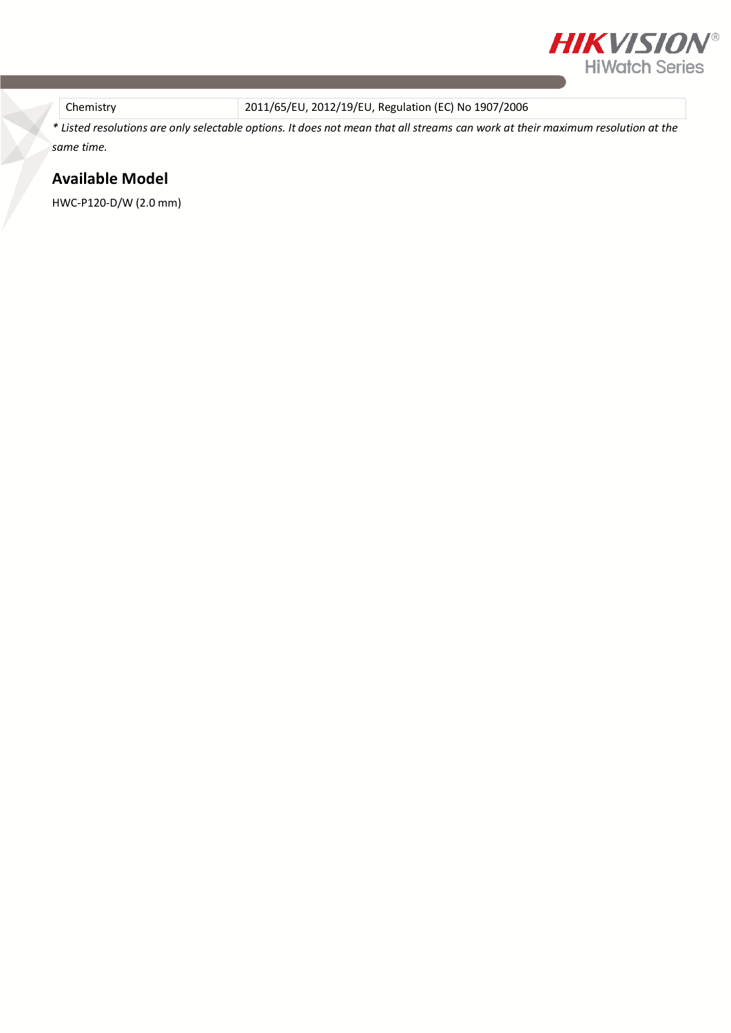| | |
|---|---|
| Chemistry | 2011/65/EU, 2012/19/EU, Regulation (EC) No 1907/2006 |

*\* Listed resolutions are only selectable options. It does not mean that all streams can work at their maximum resolution at the same time.*

## Available Model

HWC-P120-D/W (2.0 mm)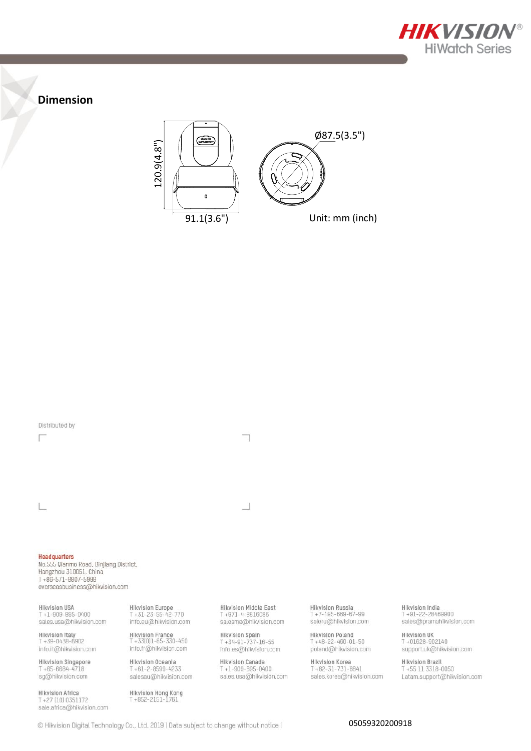## Dimension

120.9(4.8")

91.1(3.6")

Ø87.5(3.5")

Unit: mm (inch)

Distributed by

**Headquarters**
No.555 Qianmo Road, Binjiang District,
Hangzhou 310051, China
T +86-571-8807-5998
overseasbusiness@hikvision.com

**Hikvision USA**
T +1-909-895-0400
sales.usa@hikvision.com

**Hikvision Europe**
T +31-23-55-42-770
info.eu@hikvision.com

**Hikvision Middle East**
T +971-4-8816086
salesme@hikvision.com

**Hikvision Russia**
T +7-495-669-67-99
saleru@hikvision.com

**Hikvision India**
T +91-22-28469900
sales@pramahikvision.com

**Hikvision Italy**
T +39-0438-6902
info.it@hikvision.com

**Hikvision France**
T +33(0)1-85-330-450
info.fr@hikvision.com

**Hikvision Spain**
T +34-91-737-16-55
info.es@hikvision.com

**Hikvision Poland**
T +48-22-460-01-50
poland@hikvision.com

**Hikvision UK**
T +01628-902140
support.uk@hikvision.com

**Hikvision Singapore**
T +65-6684-4718
sg@hikvision.com

**Hikvision Oceania**
T +61-2-8599-4233
salesau@hikvision.com

**Hikvision Canada**
T +1-909-895-0400
sales.usa@hikvision.com

**Hikvision Korea**
T +82-31-731-8841
sales.korea@hikvision.com

**Hikvision Brazil**
T +55 11 3318-0050
Latam.support@hikvision.com

**Hikvision Africa**
T +27 (10) 0351172
sale.africa@hikvision.com

**Hikvision Hong Kong**
T +852-2151-1761

© Hikvision Digital Technology Co., Ltd. 2019 | Data subject to change without notice |

05059320200918